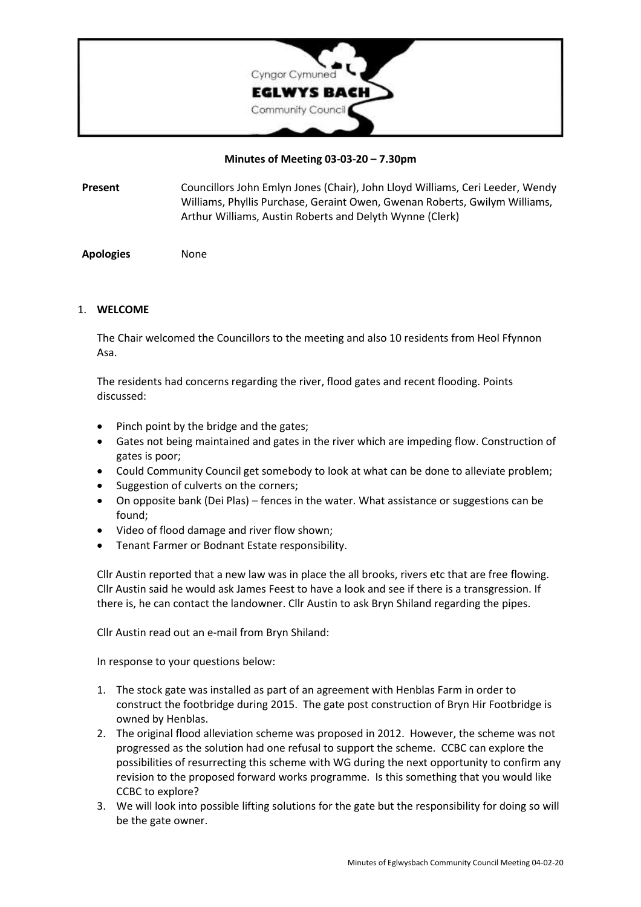Cyngor Cymuned
**EGLWYS BACH**
Community Council

**Minutes of Meeting 03-03-20 – 7.30pm**

**Present** Councillors John Emlyn Jones (Chair), John Lloyd Williams, Ceri Leeder, Wendy Williams, Phyllis Purchase, Geraint Owen, Gwenan Roberts, Gwilym Williams, Arthur Williams, Austin Roberts and Delyth Wynne (Clerk)

**Apologies** None

1. **WELCOME**

   The Chair welcomed the Councillors to the meeting and also 10 residents from Heol Ffynnon Asa.

   The residents had concerns regarding the river, flood gates and recent flooding. Points discussed:

   - Pinch point by the bridge and the gates;
   - Gates not being maintained and gates in the river which are impeding flow. Construction of gates is poor;
   - Could Community Council get somebody to look at what can be done to alleviate problem;
   - Suggestion of culverts on the corners;
   - On opposite bank (Dei Plas) – fences in the water. What assistance or suggestions can be found;
   - Video of flood damage and river flow shown;
   - Tenant Farmer or Bodnant Estate responsibility.

   Cllr Austin reported that a new law was in place the all brooks, rivers etc that are free flowing. Cllr Austin said he would ask James Feest to have a look and see if there is a transgression. If there is, he can contact the landowner. Cllr Austin to ask Bryn Shiland regarding the pipes.

   Cllr Austin read out an e-mail from Bryn Shiland:

   In response to your questions below:

   1. The stock gate was installed as part of an agreement with Henblas Farm in order to construct the footbridge during 2015. The gate post construction of Bryn Hir Footbridge is owned by Henblas.
   2. The original flood alleviation scheme was proposed in 2012. However, the scheme was not progressed as the solution had one refusal to support the scheme. CCBC can explore the possibilities of resurrecting this scheme with WG during the next opportunity to confirm any revision to the proposed forward works programme. Is this something that you would like CCBC to explore?
   3. We will look into possible lifting solutions for the gate but the responsibility for doing so will be the gate owner.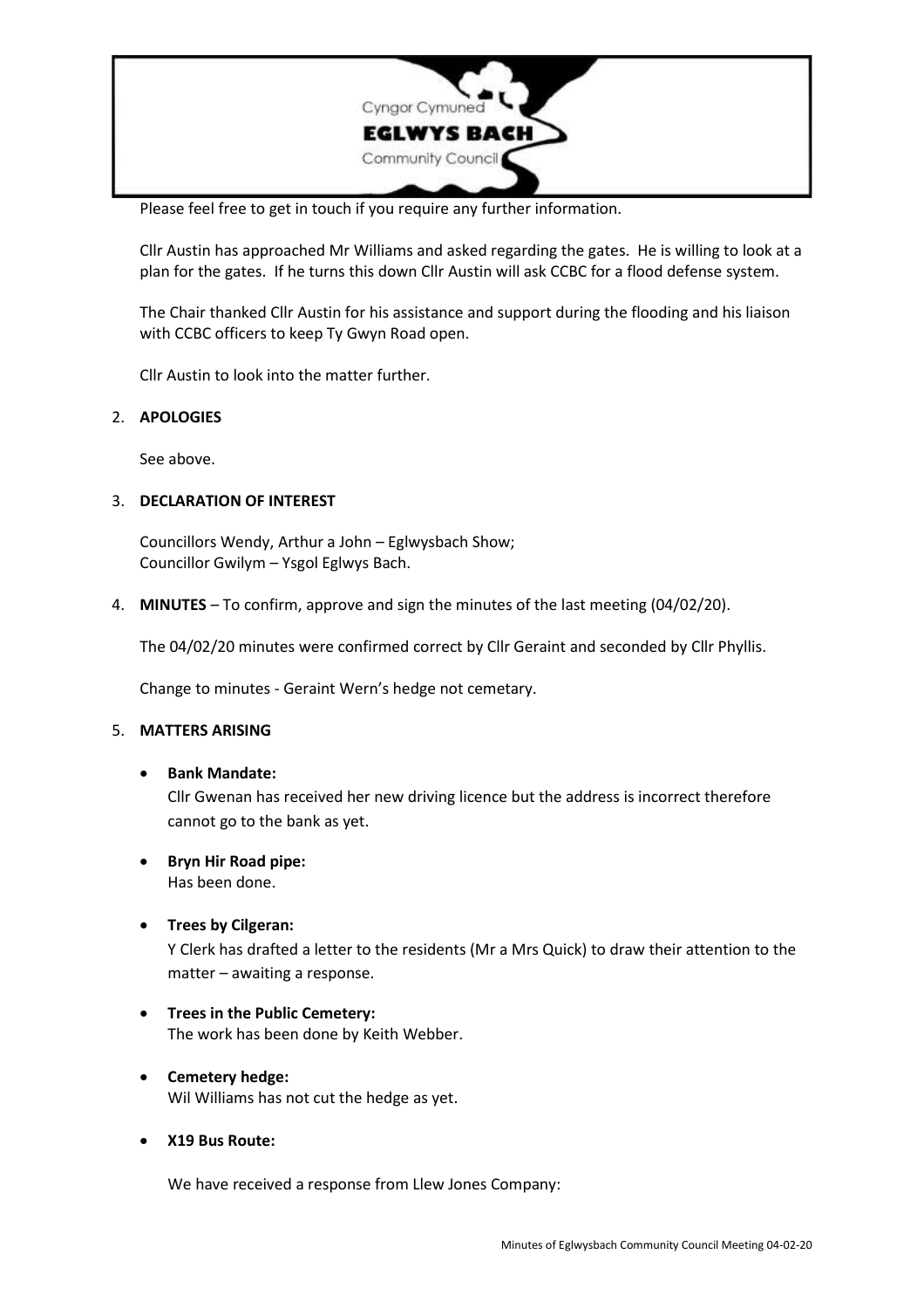Please feel free to get in touch if you require any further information.

Cllr Austin has approached Mr Williams and asked regarding the gates. He is willing to look at a plan for the gates. If he turns this down Cllr Austin will ask CCBC for a flood defense system.

The Chair thanked Cllr Austin for his assistance and support during the flooding and his liaison with CCBC officers to keep Ty Gwyn Road open.

Cllr Austin to look into the matter further.

2. **APOLOGIES**

   See above.

3. **DECLARATION OF INTEREST**

   Councillors Wendy, Arthur a John – Eglwysbach Show;
   Councillor Gwilym – Ysgol Eglwys Bach.

4. **MINUTES** – To confirm, approve and sign the minutes of the last meeting (04/02/20).

   The 04/02/20 minutes were confirmed correct by Cllr Geraint and seconded by Cllr Phyllis.

   Change to minutes - Geraint Wern's hedge not cemetary.

5. **MATTERS ARISING**

   - **Bank Mandate:**
     Cllr Gwenan has received her new driving licence but the address is incorrect therefore cannot go to the bank as yet.

   - **Bryn Hir Road pipe:**
     Has been done.

   - **Trees by Cilgeran:**
     Y Clerk has drafted a letter to the residents (Mr a Mrs Quick) to draw their attention to the matter – awaiting a response.

   - **Trees in the Public Cemetery:**
     The work has been done by Keith Webber.

   - **Cemetery hedge:**
     Wil Williams has not cut the hedge as yet.

   - **X19 Bus Route:**

     We have received a response from Llew Jones Company: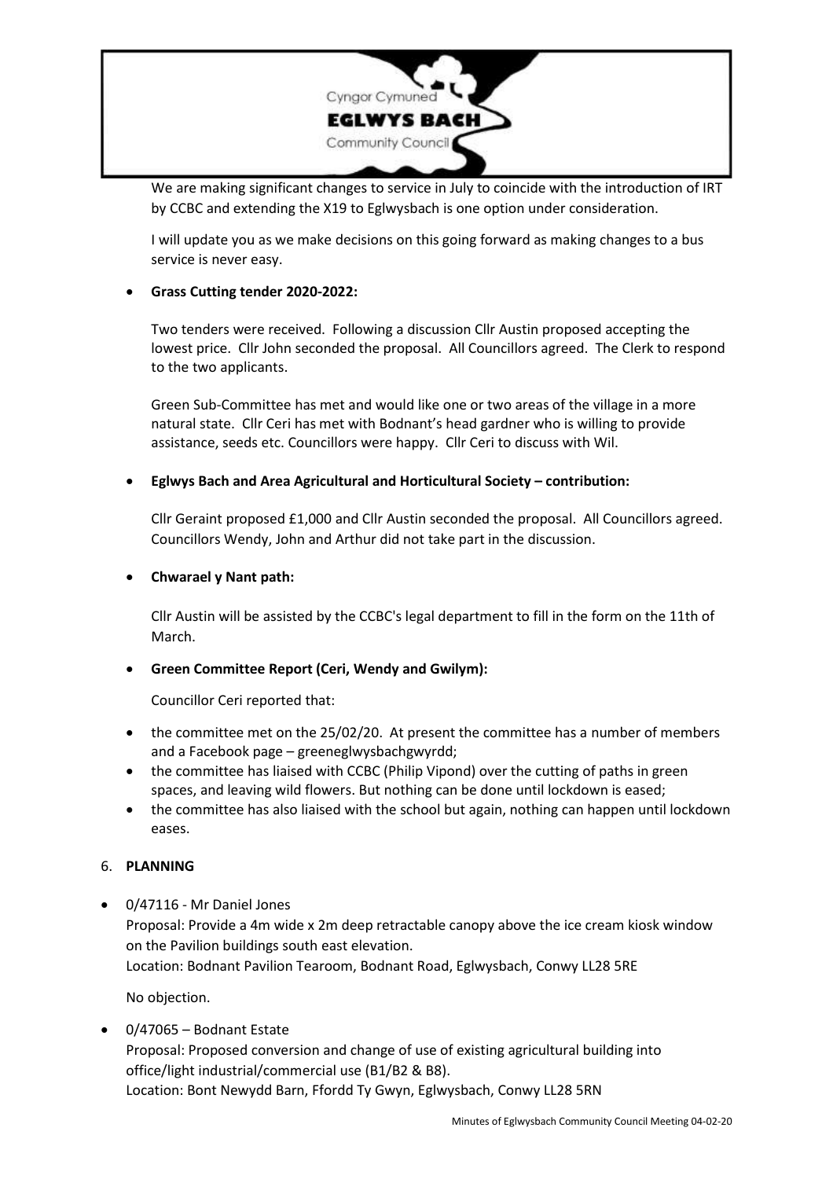We are making significant changes to service in July to coincide with the introduction of IRT by CCBC and extending the X19 to Eglwysbach is one option under consideration.

I will update you as we make decisions on this going forward as making changes to a bus service is never easy.

- **Grass Cutting tender 2020-2022:**

  Two tenders were received. Following a discussion Cllr Austin proposed accepting the lowest price. Cllr John seconded the proposal. All Councillors agreed. The Clerk to respond to the two applicants.

  Green Sub-Committee has met and would like one or two areas of the village in a more natural state. Cllr Ceri has met with Bodnant's head gardner who is willing to provide assistance, seeds etc. Councillors were happy. Cllr Ceri to discuss with Wil.

- **Eglwys Bach and Area Agricultural and Horticultural Society – contribution:**

  Cllr Geraint proposed £1,000 and Cllr Austin seconded the proposal. All Councillors agreed. Councillors Wendy, John and Arthur did not take part in the discussion.

- **Chwarael y Nant path:**

  Cllr Austin will be assisted by the CCBC's legal department to fill in the form on the 11th of March.

- **Green Committee Report (Ceri, Wendy and Gwilym):**

  Councillor Ceri reported that:

- the committee met on the 25/02/20. At present the committee has a number of members and a Facebook page – greeneglwysbachgwyrdd;
- the committee has liaised with CCBC (Philip Vipond) over the cutting of paths in green spaces, and leaving wild flowers. But nothing can be done until lockdown is eased;
- the committee has also liaised with the school but again, nothing can happen until lockdown eases.

## 6. PLANNING

- 0/47116 - Mr Daniel Jones
  Proposal: Provide a 4m wide x 2m deep retractable canopy above the ice cream kiosk window on the Pavilion buildings south east elevation.
  Location: Bodnant Pavilion Tearoom, Bodnant Road, Eglwysbach, Conwy LL28 5RE

  No objection.

- 0/47065 – Bodnant Estate
  Proposal: Proposed conversion and change of use of existing agricultural building into office/light industrial/commercial use (B1/B2 & B8).
  Location: Bont Newydd Barn, Ffordd Ty Gwyn, Eglwysbach, Conwy LL28 5RN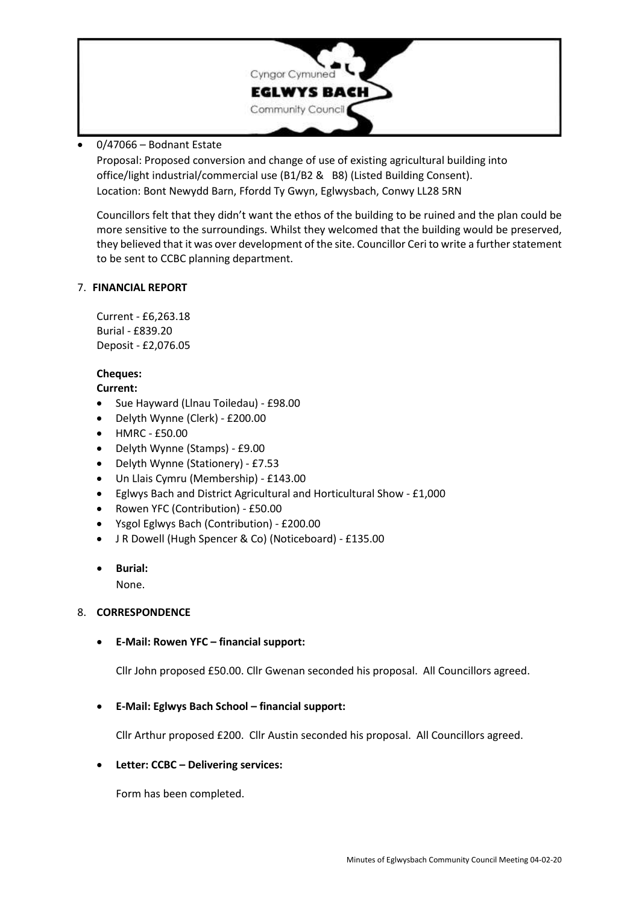- 0/47066 – Bodnant Estate
  Proposal: Proposed conversion and change of use of existing agricultural building into office/light industrial/commercial use (B1/B2 & B8) (Listed Building Consent).
  Location: Bont Newydd Barn, Ffordd Ty Gwyn, Eglwysbach, Conwy LL28 5RN

  Councillors felt that they didn't want the ethos of the building to be ruined and the plan could be more sensitive to the surroundings. Whilst they welcomed that the building would be preserved, they believed that it was over development of the site. Councillor Ceri to write a further statement to be sent to CCBC planning department.

7. **FINANCIAL REPORT**

   Current - £6,263.18
   Burial - £839.20
   Deposit - £2,076.05

   **Cheques:**
   **Current:**
   - Sue Hayward (Llnau Toiledau) - £98.00
   - Delyth Wynne (Clerk) - £200.00
   - HMRC - £50.00
   - Delyth Wynne (Stamps) - £9.00
   - Delyth Wynne (Stationery) - £7.53
   - Un Llais Cymru (Membership) - £143.00
   - Eglwys Bach and District Agricultural and Horticultural Show - £1,000
   - Rowen YFC (Contribution) - £50.00
   - Ysgol Eglwys Bach (Contribution) - £200.00
   - J R Dowell (Hugh Spencer & Co) (Noticeboard) - £135.00

   - **Burial:**
     None.

8. **CORRESPONDENCE**

   - **E-Mail: Rowen YFC – financial support:**

     Cllr John proposed £50.00. Cllr Gwenan seconded his proposal. All Councillors agreed.

   - **E-Mail: Eglwys Bach School – financial support:**

     Cllr Arthur proposed £200. Cllr Austin seconded his proposal. All Councillors agreed.

   - **Letter: CCBC – Delivering services:**

     Form has been completed.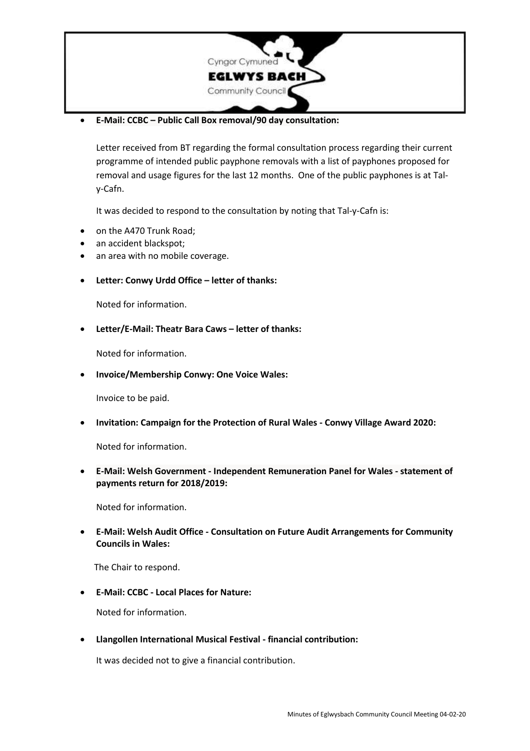- **E-Mail: CCBC – Public Call Box removal/90 day consultation:**

  Letter received from BT regarding the formal consultation process regarding their current programme of intended public payphone removals with a list of payphones proposed for removal and usage figures for the last 12 months. One of the public payphones is at Tal-y-Cafn.

  It was decided to respond to the consultation by noting that Tal-y-Cafn is:

- on the A470 Trunk Road;
- an accident blackspot;
- an area with no mobile coverage.

- **Letter: Conwy Urdd Office – letter of thanks:**

  Noted for information.

- **Letter/E-Mail: Theatr Bara Caws – letter of thanks:**

  Noted for information.

- **Invoice/Membership Conwy: One Voice Wales:**

  Invoice to be paid.

- **Invitation: Campaign for the Protection of Rural Wales - Conwy Village Award 2020:**

  Noted for information.

- **E-Mail: Welsh Government - Independent Remuneration Panel for Wales - statement of payments return for 2018/2019:**

  Noted for information.

- **E-Mail: Welsh Audit Office - Consultation on Future Audit Arrangements for Community Councils in Wales:**

  The Chair to respond.

- **E-Mail: CCBC - Local Places for Nature:**

  Noted for information.

- **Llangollen International Musical Festival - financial contribution:**

  It was decided not to give a financial contribution.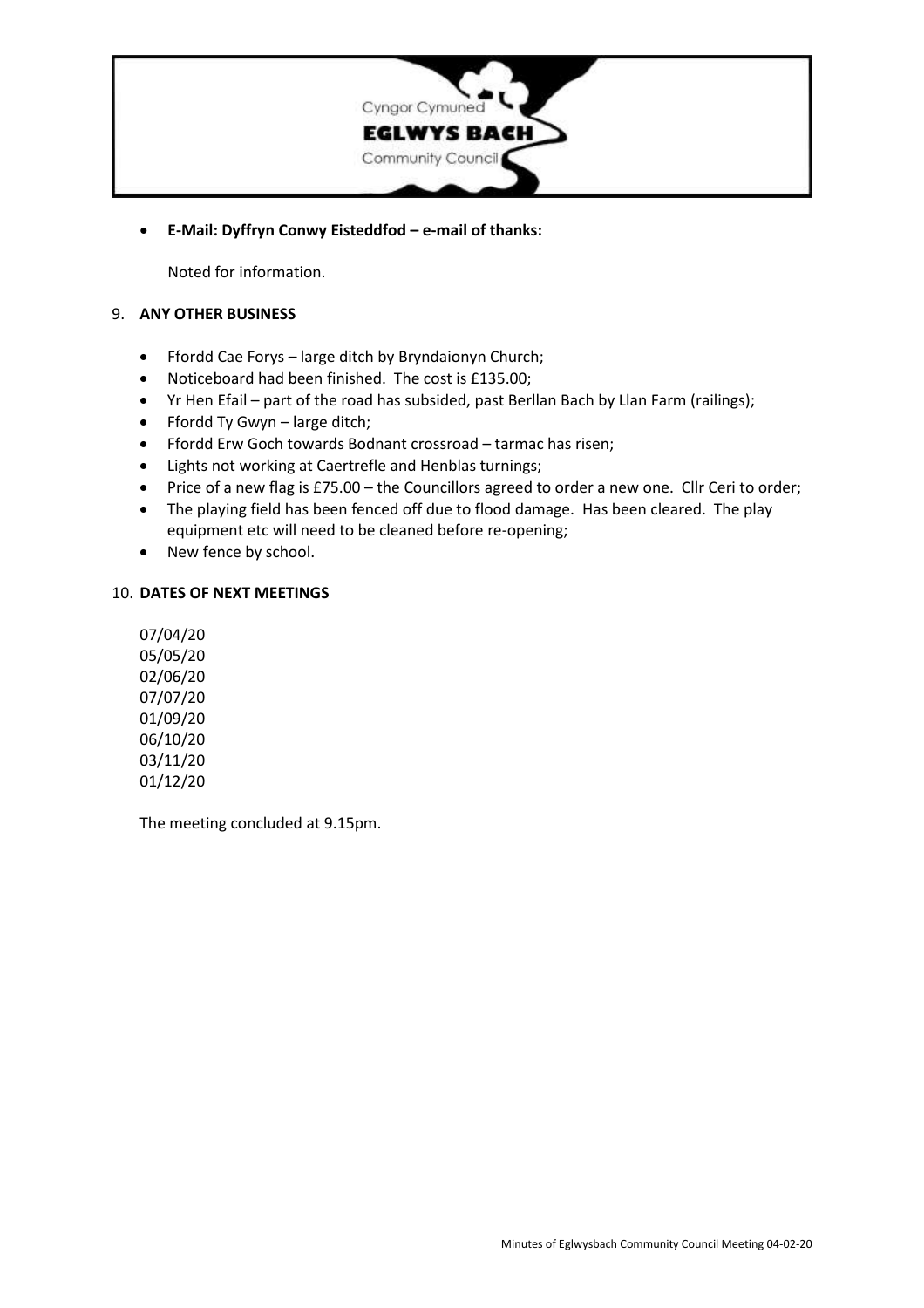- **E-Mail: Dyffryn Conwy Eisteddfod – e-mail of thanks:**

  Noted for information.

9. **ANY OTHER BUSINESS**

- Ffordd Cae Forys – large ditch by Bryndaionyn Church;
- Noticeboard had been finished. The cost is £135.00;
- Yr Hen Efail – part of the road has subsided, past Berllan Bach by Llan Farm (railings);
- Ffordd Ty Gwyn – large ditch;
- Ffordd Erw Goch towards Bodnant crossroad – tarmac has risen;
- Lights not working at Caertrefle and Henblas turnings;
- Price of a new flag is £75.00 – the Councillors agreed to order a new one. Cllr Ceri to order;
- The playing field has been fenced off due to flood damage. Has been cleared. The play equipment etc will need to be cleaned before re-opening;
- New fence by school.

10. **DATES OF NEXT MEETINGS**

07/04/20
05/05/20
02/06/20
07/07/20
01/09/20
06/10/20
03/11/20
01/12/20

The meeting concluded at 9.15pm.